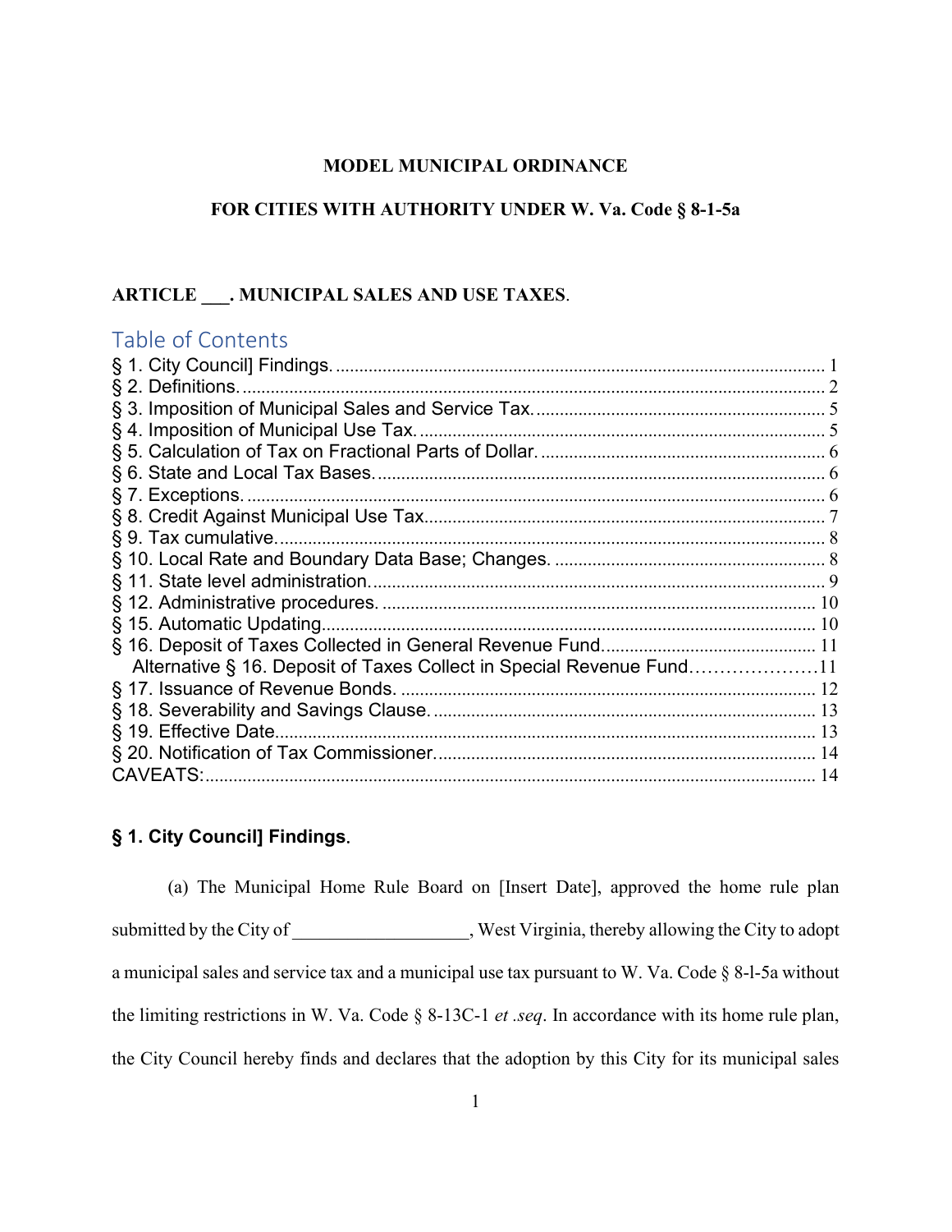**MODEL MUNICIPAL ORDINANCE**

**FOR CITIES WITH AUTHORITY UNDER W. Va. Code § 8-1-5a**

**ARTICLE ___. MUNICIPAL SALES AND USE TAXES**.

## Table of Contents

§ 1. City Council] Findings. ........ 1
§ 2. Definitions. ........ 2
§ 3. Imposition of Municipal Sales and Service Tax. ........ 5
§ 4. Imposition of Municipal Use Tax. ........ 5
§ 5. Calculation of Tax on Fractional Parts of Dollar. ........ 6
§ 6. State and Local Tax Bases. ........ 6
§ 7. Exceptions. ........ 6
§ 8. Credit Against Municipal Use Tax ........ 7
§ 9. Tax cumulative. ........ 8
§ 10. Local Rate and Boundary Data Base; Changes. ........ 8
§ 11. State level administration. ........ 9
§ 12. Administrative procedures. ........ 10
§ 15. Automatic Updating ........ 10
§ 16. Deposit of Taxes Collected in General Revenue Fund ........ 11
  Alternative § 16. Deposit of Taxes Collect in Special Revenue Fund ........ 11
§ 17. Issuance of Revenue Bonds. ........ 12
§ 18. Severability and Savings Clause. ........ 13
§ 19. Effective Date ........ 13
§ 20. Notification of Tax Commissioner. ........ 14
CAVEATS: ........ 14

### § 1. City Council] Findings.

(a) The Municipal Home Rule Board on [Insert Date], approved the home rule plan submitted by the City of __________________, West Virginia, thereby allowing the City to adopt a municipal sales and service tax and a municipal use tax pursuant to W. Va. Code § 8-l-5a without the limiting restrictions in W. Va. Code § 8-13C-1 *et .seq*. In accordance with its home rule plan, the City Council hereby finds and declares that the adoption by this City for its municipal sales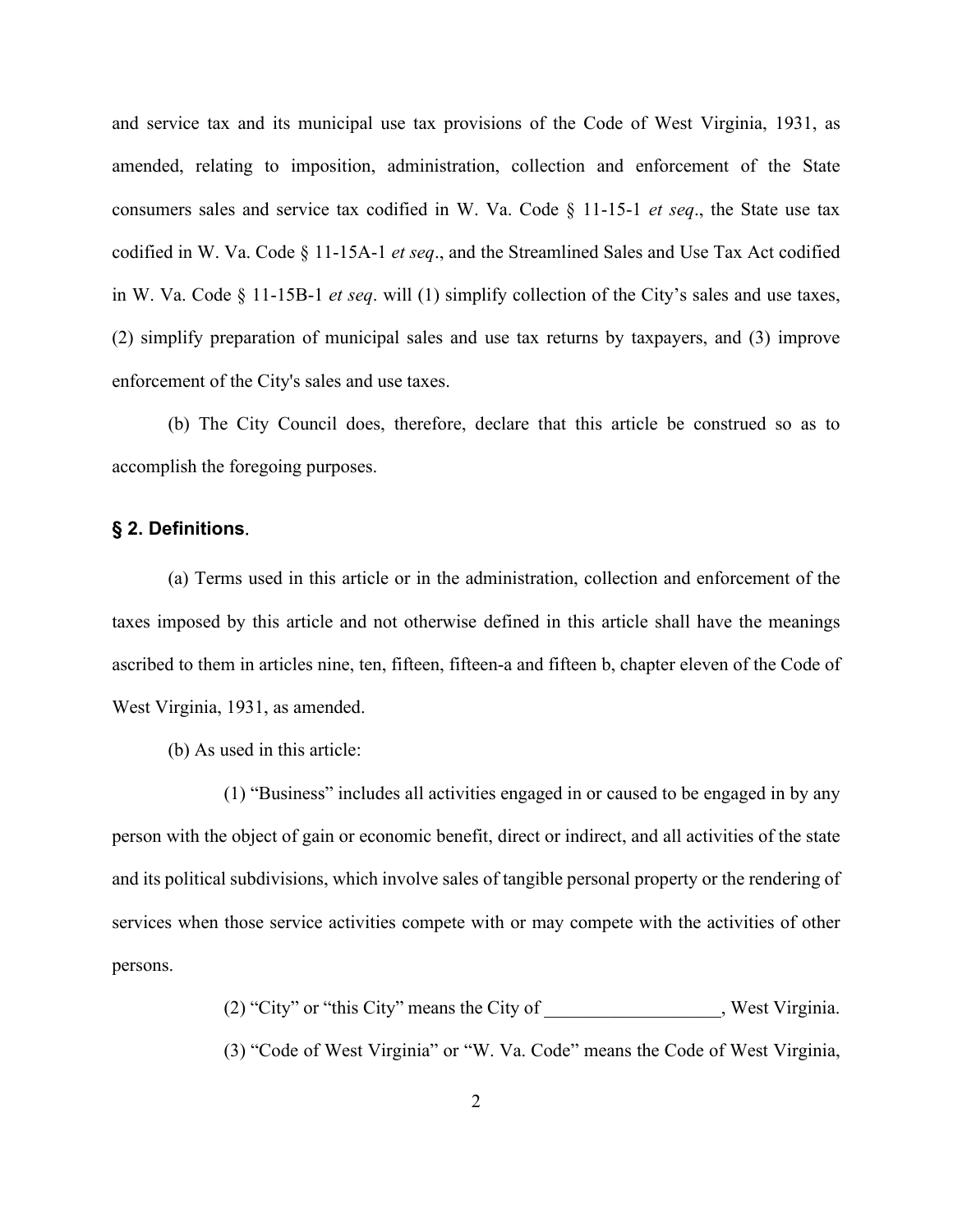and service tax and its municipal use tax provisions of the Code of West Virginia, 1931, as amended, relating to imposition, administration, collection and enforcement of the State consumers sales and service tax codified in W. Va. Code § 11-15-1 *et seq*., the State use tax codified in W. Va. Code § 11-15A-1 *et seq*., and the Streamlined Sales and Use Tax Act codified in W. Va. Code § 11-15B-1 *et seq*. will (1) simplify collection of the City's sales and use taxes, (2) simplify preparation of municipal sales and use tax returns by taxpayers, and (3) improve enforcement of the City's sales and use taxes.

(b) The City Council does, therefore, declare that this article be construed so as to accomplish the foregoing purposes.

### **§ 2. Definitions**.

(a) Terms used in this article or in the administration, collection and enforcement of the taxes imposed by this article and not otherwise defined in this article shall have the meanings ascribed to them in articles nine, ten, fifteen, fifteen-a and fifteen b, chapter eleven of the Code of West Virginia, 1931, as amended.

(b) As used in this article:

(1) "Business" includes all activities engaged in or caused to be engaged in by any person with the object of gain or economic benefit, direct or indirect, and all activities of the state and its political subdivisions, which involve sales of tangible personal property or the rendering of services when those service activities compete with or may compete with the activities of other persons.

(2) "City" or "this City" means the City of ___________________, West Virginia.

(3) "Code of West Virginia" or "W. Va. Code" means the Code of West Virginia,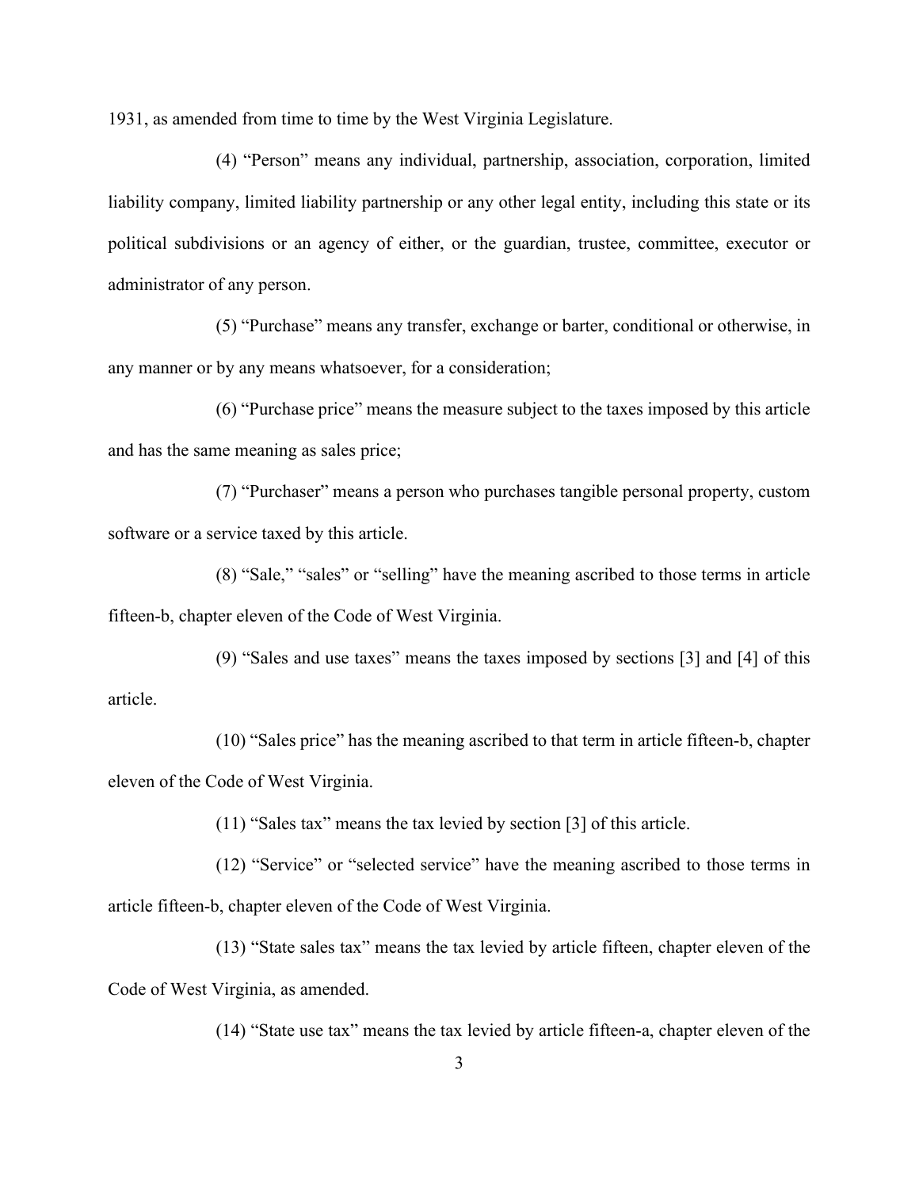1931, as amended from time to time by the West Virginia Legislature.

(4) "Person" means any individual, partnership, association, corporation, limited liability company, limited liability partnership or any other legal entity, including this state or its political subdivisions or an agency of either, or the guardian, trustee, committee, executor or administrator of any person.

(5) "Purchase" means any transfer, exchange or barter, conditional or otherwise, in any manner or by any means whatsoever, for a consideration;

(6) "Purchase price" means the measure subject to the taxes imposed by this article and has the same meaning as sales price;

(7) "Purchaser" means a person who purchases tangible personal property, custom software or a service taxed by this article.

(8) "Sale," "sales" or "selling" have the meaning ascribed to those terms in article fifteen-b, chapter eleven of the Code of West Virginia.

(9) "Sales and use taxes" means the taxes imposed by sections [3] and [4] of this article.

(10) "Sales price" has the meaning ascribed to that term in article fifteen-b, chapter eleven of the Code of West Virginia.

(11) "Sales tax" means the tax levied by section [3] of this article.

(12) "Service" or "selected service" have the meaning ascribed to those terms in article fifteen-b, chapter eleven of the Code of West Virginia.

(13) "State sales tax" means the tax levied by article fifteen, chapter eleven of the Code of West Virginia, as amended.

(14) "State use tax" means the tax levied by article fifteen-a, chapter eleven of the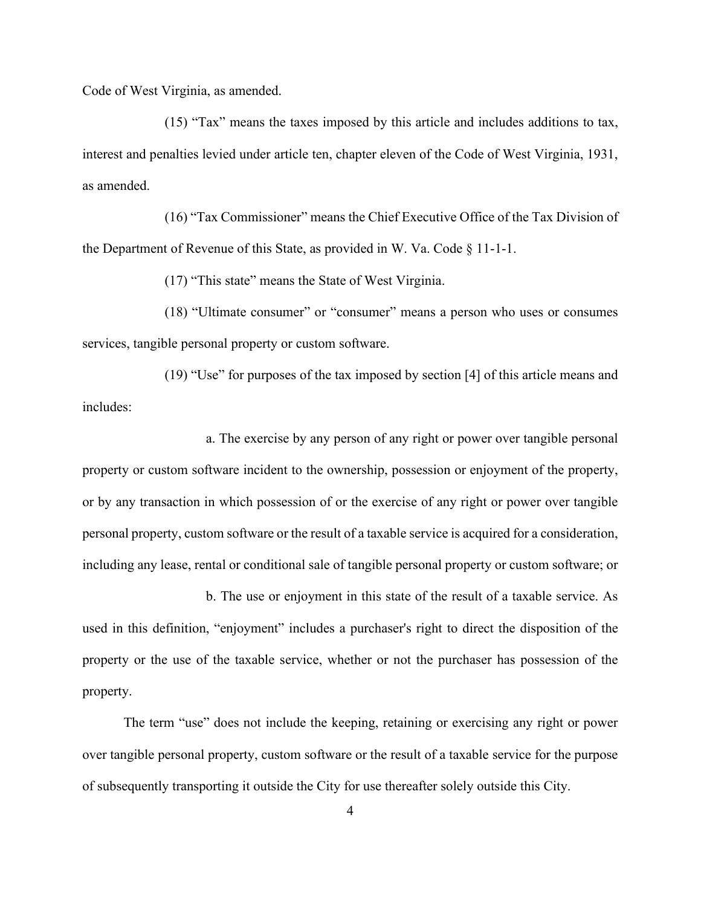Code of West Virginia, as amended.

(15) "Tax" means the taxes imposed by this article and includes additions to tax, interest and penalties levied under article ten, chapter eleven of the Code of West Virginia, 1931, as amended.

(16) "Tax Commissioner" means the Chief Executive Office of the Tax Division of the Department of Revenue of this State, as provided in W. Va. Code § 11-1-1.

(17) "This state" means the State of West Virginia.

(18) "Ultimate consumer" or "consumer" means a person who uses or consumes services, tangible personal property or custom software.

(19) "Use" for purposes of the tax imposed by section [4] of this article means and includes:

a. The exercise by any person of any right or power over tangible personal property or custom software incident to the ownership, possession or enjoyment of the property, or by any transaction in which possession of or the exercise of any right or power over tangible personal property, custom software or the result of a taxable service is acquired for a consideration, including any lease, rental or conditional sale of tangible personal property or custom software; or

b. The use or enjoyment in this state of the result of a taxable service. As used in this definition, "enjoyment" includes a purchaser's right to direct the disposition of the property or the use of the taxable service, whether or not the purchaser has possession of the property.

The term "use" does not include the keeping, retaining or exercising any right or power over tangible personal property, custom software or the result of a taxable service for the purpose of subsequently transporting it outside the City for use thereafter solely outside this City.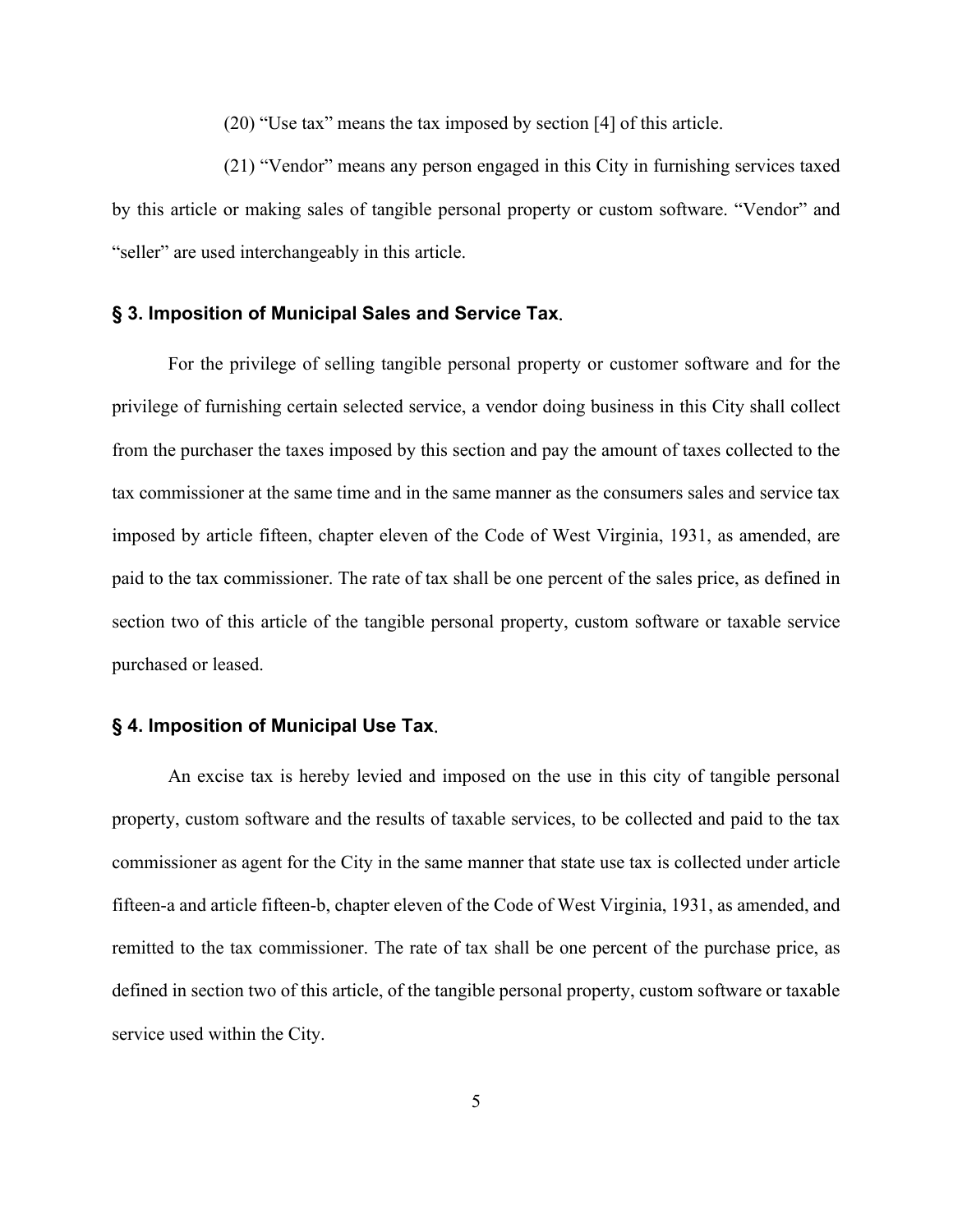(20) “Use tax” means the tax imposed by section [4] of this article.

(21) “Vendor” means any person engaged in this City in furnishing services taxed by this article or making sales of tangible personal property or custom software. “Vendor” and “seller” are used interchangeably in this article.

## § 3. Imposition of Municipal Sales and Service Tax.

For the privilege of selling tangible personal property or customer software and for the privilege of furnishing certain selected service, a vendor doing business in this City shall collect from the purchaser the taxes imposed by this section and pay the amount of taxes collected to the tax commissioner at the same time and in the same manner as the consumers sales and service tax imposed by article fifteen, chapter eleven of the Code of West Virginia, 1931, as amended, are paid to the tax commissioner. The rate of tax shall be one percent of the sales price, as defined in section two of this article of the tangible personal property, custom software or taxable service purchased or leased.

## § 4. Imposition of Municipal Use Tax.

An excise tax is hereby levied and imposed on the use in this city of tangible personal property, custom software and the results of taxable services, to be collected and paid to the tax commissioner as agent for the City in the same manner that state use tax is collected under article fifteen-a and article fifteen-b, chapter eleven of the Code of West Virginia, 1931, as amended, and remitted to the tax commissioner. The rate of tax shall be one percent of the purchase price, as defined in section two of this article, of the tangible personal property, custom software or taxable service used within the City.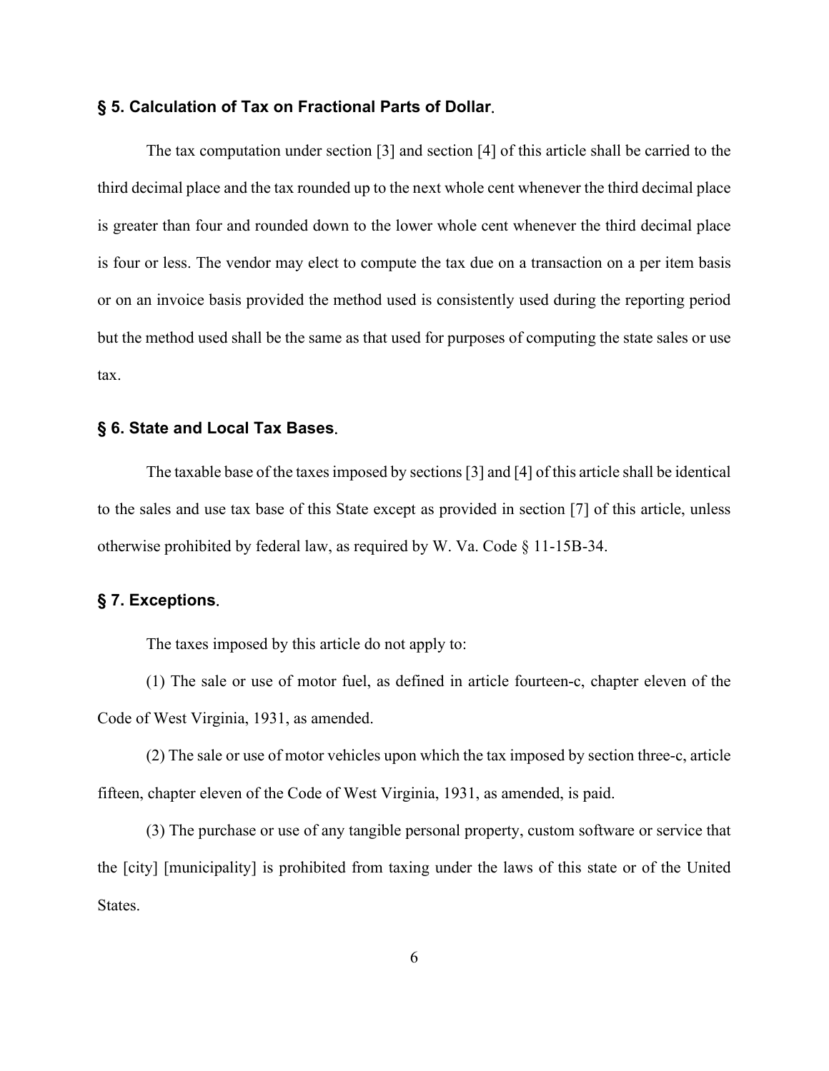### § 5. Calculation of Tax on Fractional Parts of Dollar.

The tax computation under section [3] and section [4] of this article shall be carried to the third decimal place and the tax rounded up to the next whole cent whenever the third decimal place is greater than four and rounded down to the lower whole cent whenever the third decimal place is four or less. The vendor may elect to compute the tax due on a transaction on a per item basis or on an invoice basis provided the method used is consistently used during the reporting period but the method used shall be the same as that used for purposes of computing the state sales or use tax.

### § 6. State and Local Tax Bases.

The taxable base of the taxes imposed by sections [3] and [4] of this article shall be identical to the sales and use tax base of this State except as provided in section [7] of this article, unless otherwise prohibited by federal law, as required by W. Va. Code § 11-15B-34.

### § 7. Exceptions.

The taxes imposed by this article do not apply to:

(1) The sale or use of motor fuel, as defined in article fourteen-c, chapter eleven of the Code of West Virginia, 1931, as amended.

(2) The sale or use of motor vehicles upon which the tax imposed by section three-c, article fifteen, chapter eleven of the Code of West Virginia, 1931, as amended, is paid.

(3) The purchase or use of any tangible personal property, custom software or service that the [city] [municipality] is prohibited from taxing under the laws of this state or of the United States.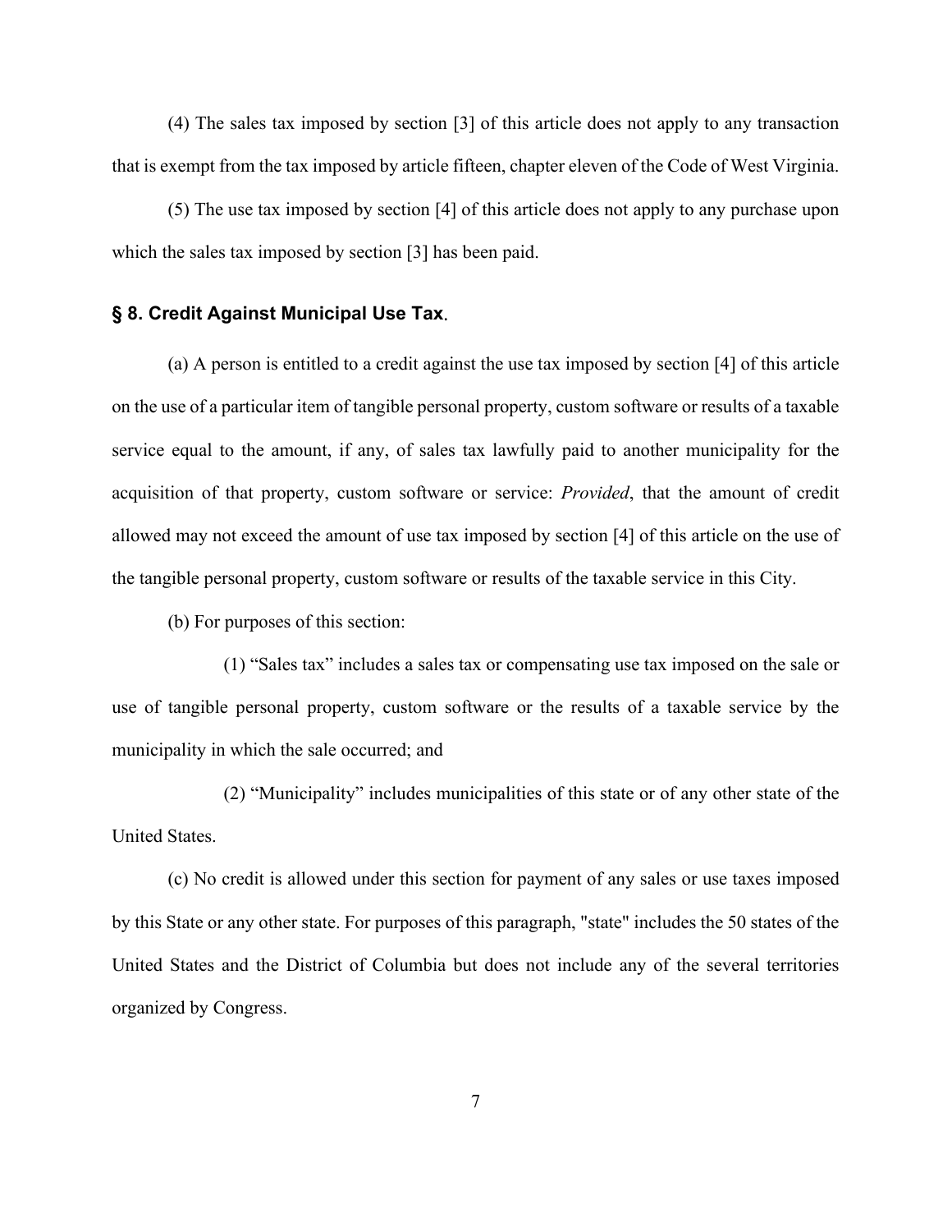(4) The sales tax imposed by section [3] of this article does not apply to any transaction that is exempt from the tax imposed by article fifteen, chapter eleven of the Code of West Virginia.

(5) The use tax imposed by section [4] of this article does not apply to any purchase upon which the sales tax imposed by section [3] has been paid.

### § 8. Credit Against Municipal Use Tax.

(a) A person is entitled to a credit against the use tax imposed by section [4] of this article on the use of a particular item of tangible personal property, custom software or results of a taxable service equal to the amount, if any, of sales tax lawfully paid to another municipality for the acquisition of that property, custom software or service: *Provided*, that the amount of credit allowed may not exceed the amount of use tax imposed by section [4] of this article on the use of the tangible personal property, custom software or results of the taxable service in this City.

(b) For purposes of this section:

(1) "Sales tax" includes a sales tax or compensating use tax imposed on the sale or use of tangible personal property, custom software or the results of a taxable service by the municipality in which the sale occurred; and

(2) "Municipality" includes municipalities of this state or of any other state of the United States.

(c) No credit is allowed under this section for payment of any sales or use taxes imposed by this State or any other state. For purposes of this paragraph, "state" includes the 50 states of the United States and the District of Columbia but does not include any of the several territories organized by Congress.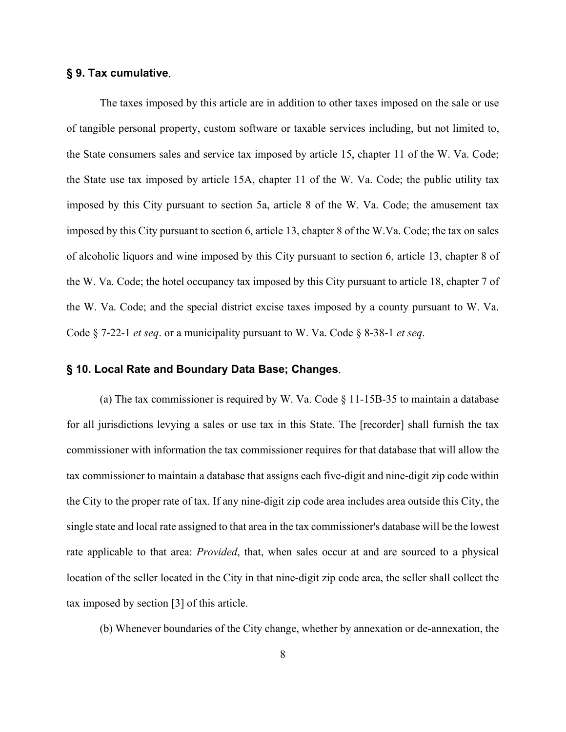### § 9. Tax cumulative.

The taxes imposed by this article are in addition to other taxes imposed on the sale or use of tangible personal property, custom software or taxable services including, but not limited to, the State consumers sales and service tax imposed by article 15, chapter 11 of the W. Va. Code; the State use tax imposed by article 15A, chapter 11 of the W. Va. Code; the public utility tax imposed by this City pursuant to section 5a, article 8 of the W. Va. Code; the amusement tax imposed by this City pursuant to section 6, article 13, chapter 8 of the W.Va. Code; the tax on sales of alcoholic liquors and wine imposed by this City pursuant to section 6, article 13, chapter 8 of the W. Va. Code; the hotel occupancy tax imposed by this City pursuant to article 18, chapter 7 of the W. Va. Code; and the special district excise taxes imposed by a county pursuant to W. Va. Code § 7-22-1 *et seq*. or a municipality pursuant to W. Va. Code § 8-38-1 *et seq*.

### § 10. Local Rate and Boundary Data Base; Changes.

(a) The tax commissioner is required by W. Va. Code § 11-15B-35 to maintain a database for all jurisdictions levying a sales or use tax in this State. The [recorder] shall furnish the tax commissioner with information the tax commissioner requires for that database that will allow the tax commissioner to maintain a database that assigns each five-digit and nine-digit zip code within the City to the proper rate of tax. If any nine-digit zip code area includes area outside this City, the single state and local rate assigned to that area in the tax commissioner's database will be the lowest rate applicable to that area: *Provided*, that, when sales occur at and are sourced to a physical location of the seller located in the City in that nine-digit zip code area, the seller shall collect the tax imposed by section [3] of this article.

(b) Whenever boundaries of the City change, whether by annexation or de-annexation, the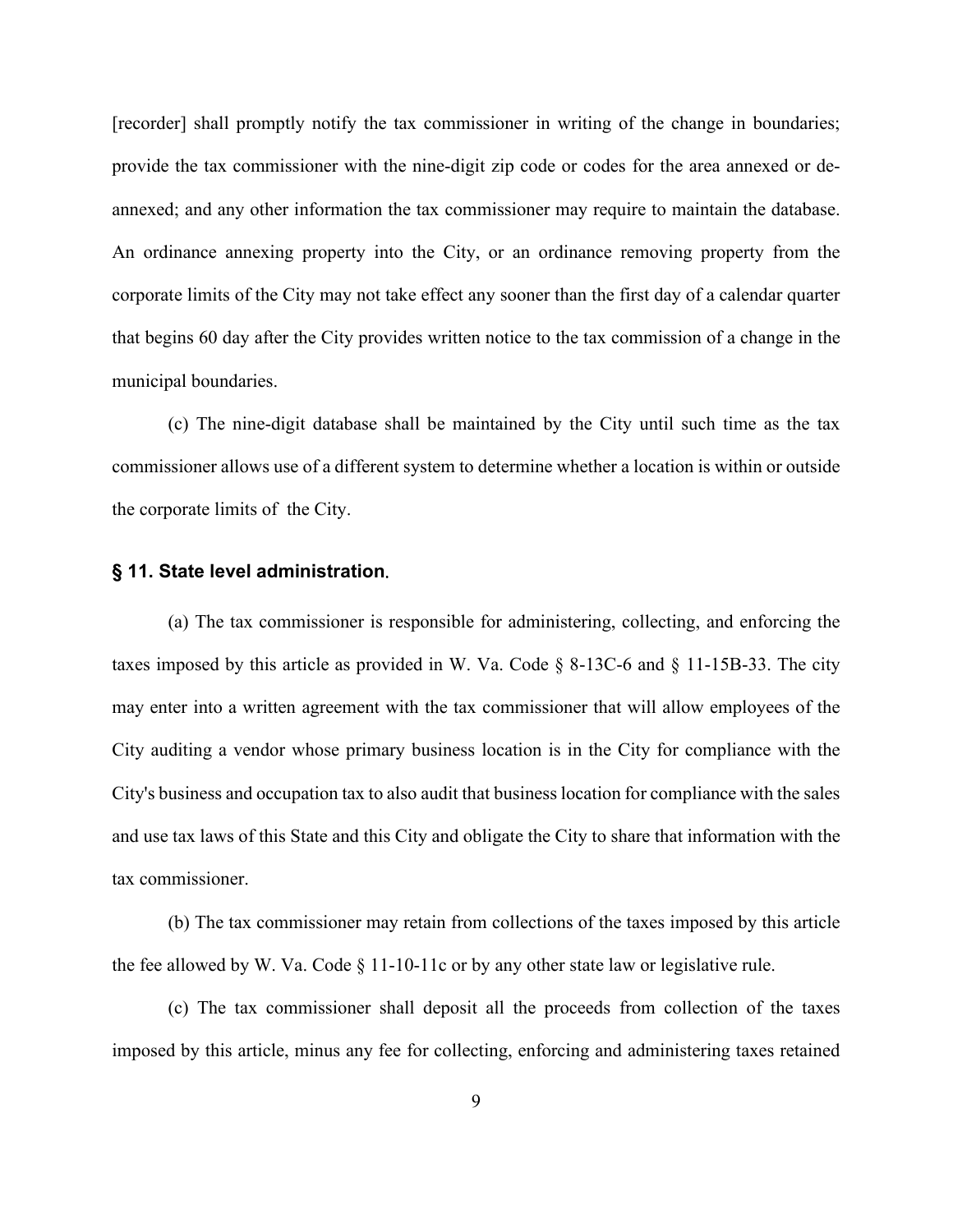[recorder] shall promptly notify the tax commissioner in writing of the change in boundaries; provide the tax commissioner with the nine-digit zip code or codes for the area annexed or de-annexed; and any other information the tax commissioner may require to maintain the database. An ordinance annexing property into the City, or an ordinance removing property from the corporate limits of the City may not take effect any sooner than the first day of a calendar quarter that begins 60 day after the City provides written notice to the tax commission of a change in the municipal boundaries.

(c) The nine-digit database shall be maintained by the City until such time as the tax commissioner allows use of a different system to determine whether a location is within or outside the corporate limits of the City.

### § 11. State level administration.

(a) The tax commissioner is responsible for administering, collecting, and enforcing the taxes imposed by this article as provided in W. Va. Code § 8-13C-6 and § 11-15B-33. The city may enter into a written agreement with the tax commissioner that will allow employees of the City auditing a vendor whose primary business location is in the City for compliance with the City's business and occupation tax to also audit that business location for compliance with the sales and use tax laws of this State and this City and obligate the City to share that information with the tax commissioner.

(b) The tax commissioner may retain from collections of the taxes imposed by this article the fee allowed by W. Va. Code § 11-10-11c or by any other state law or legislative rule.

(c) The tax commissioner shall deposit all the proceeds from collection of the taxes imposed by this article, minus any fee for collecting, enforcing and administering taxes retained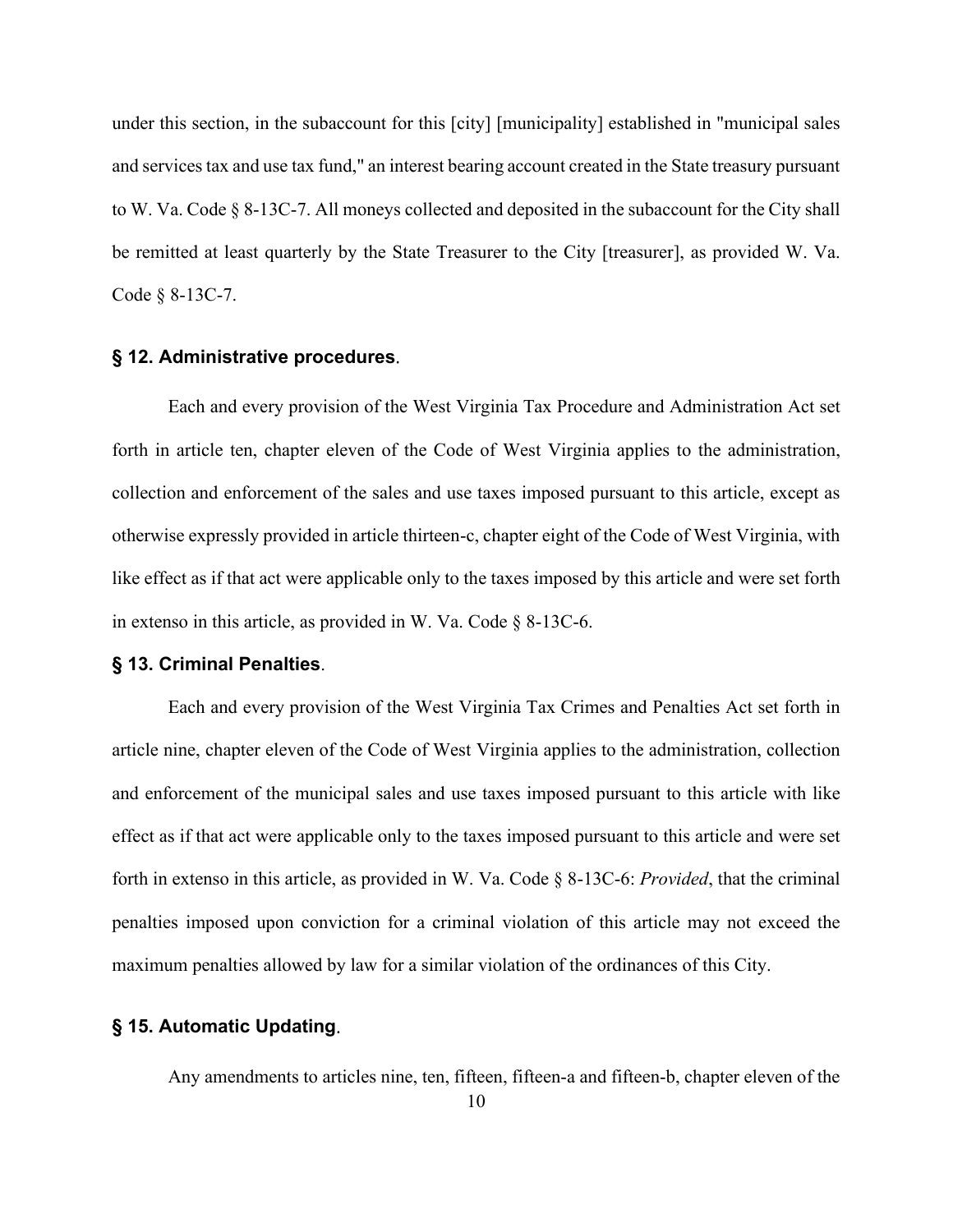under this section, in the subaccount for this [city] [municipality] established in "municipal sales and services tax and use tax fund," an interest bearing account created in the State treasury pursuant to W. Va. Code § 8-13C-7. All moneys collected and deposited in the subaccount for the City shall be remitted at least quarterly by the State Treasurer to the City [treasurer], as provided W. Va. Code § 8-13C-7.

### **§ 12. Administrative procedures**.

Each and every provision of the West Virginia Tax Procedure and Administration Act set forth in article ten, chapter eleven of the Code of West Virginia applies to the administration, collection and enforcement of the sales and use taxes imposed pursuant to this article, except as otherwise expressly provided in article thirteen-c, chapter eight of the Code of West Virginia, with like effect as if that act were applicable only to the taxes imposed by this article and were set forth in extenso in this article, as provided in W. Va. Code § 8-13C-6.

### **§ 13. Criminal Penalties**.

Each and every provision of the West Virginia Tax Crimes and Penalties Act set forth in article nine, chapter eleven of the Code of West Virginia applies to the administration, collection and enforcement of the municipal sales and use taxes imposed pursuant to this article with like effect as if that act were applicable only to the taxes imposed pursuant to this article and were set forth in extenso in this article, as provided in W. Va. Code § 8-13C-6: *Provided*, that the criminal penalties imposed upon conviction for a criminal violation of this article may not exceed the maximum penalties allowed by law for a similar violation of the ordinances of this City.

### **§ 15. Automatic Updating**.

Any amendments to articles nine, ten, fifteen, fifteen-a and fifteen-b, chapter eleven of the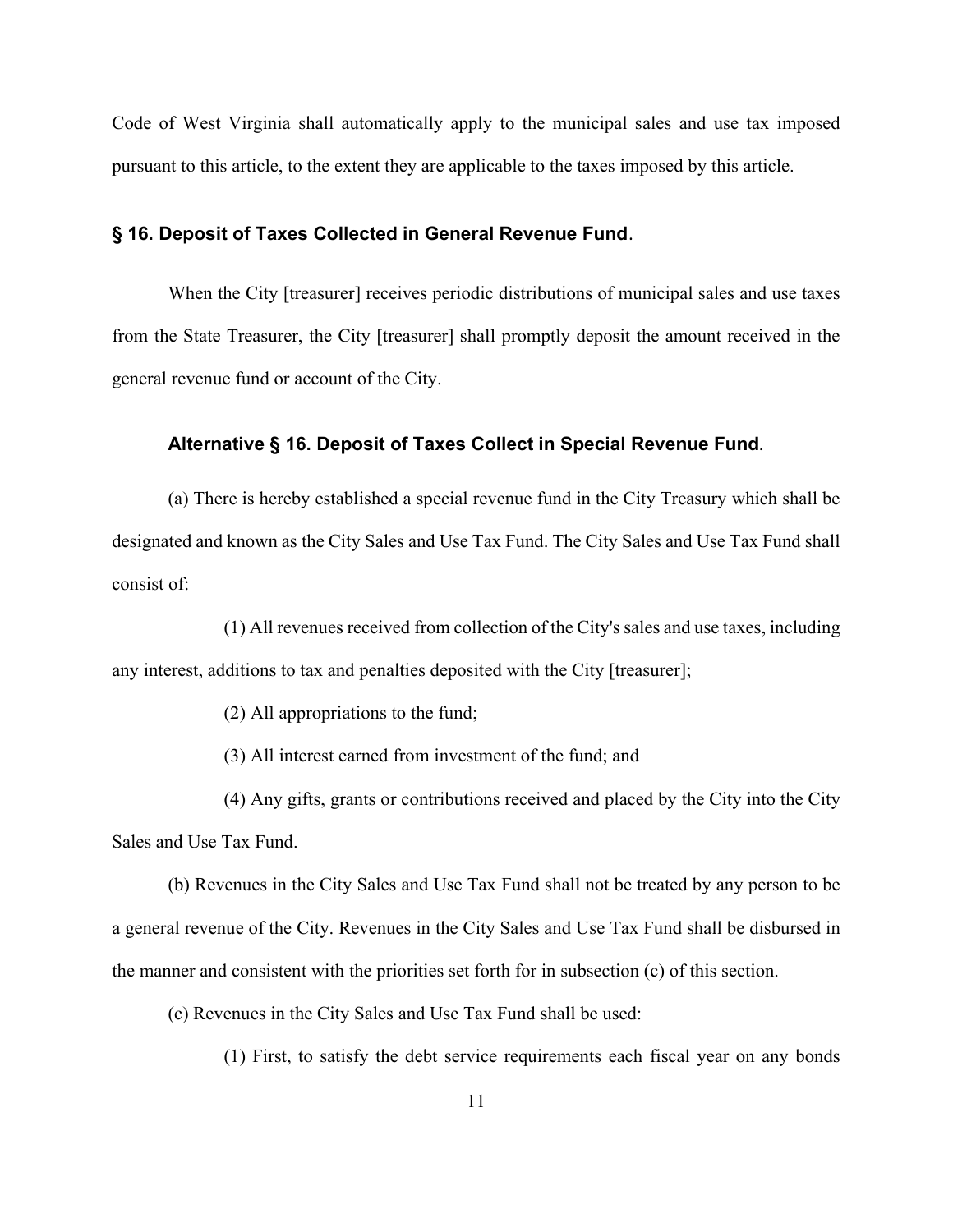Code of West Virginia shall automatically apply to the municipal sales and use tax imposed pursuant to this article, to the extent they are applicable to the taxes imposed by this article.

### § 16. Deposit of Taxes Collected in General Revenue Fund.

When the City [treasurer] receives periodic distributions of municipal sales and use taxes from the State Treasurer, the City [treasurer] shall promptly deposit the amount received in the general revenue fund or account of the City.

### Alternative § 16. Deposit of Taxes Collect in Special Revenue Fund.

(a) There is hereby established a special revenue fund in the City Treasury which shall be designated and known as the City Sales and Use Tax Fund. The City Sales and Use Tax Fund shall consist of:

(1) All revenues received from collection of the City's sales and use taxes, including any interest, additions to tax and penalties deposited with the City [treasurer];

(2) All appropriations to the fund;

(3) All interest earned from investment of the fund; and

(4) Any gifts, grants or contributions received and placed by the City into the City Sales and Use Tax Fund.

(b) Revenues in the City Sales and Use Tax Fund shall not be treated by any person to be a general revenue of the City. Revenues in the City Sales and Use Tax Fund shall be disbursed in the manner and consistent with the priorities set forth for in subsection (c) of this section.

(c) Revenues in the City Sales and Use Tax Fund shall be used:

(1) First, to satisfy the debt service requirements each fiscal year on any bonds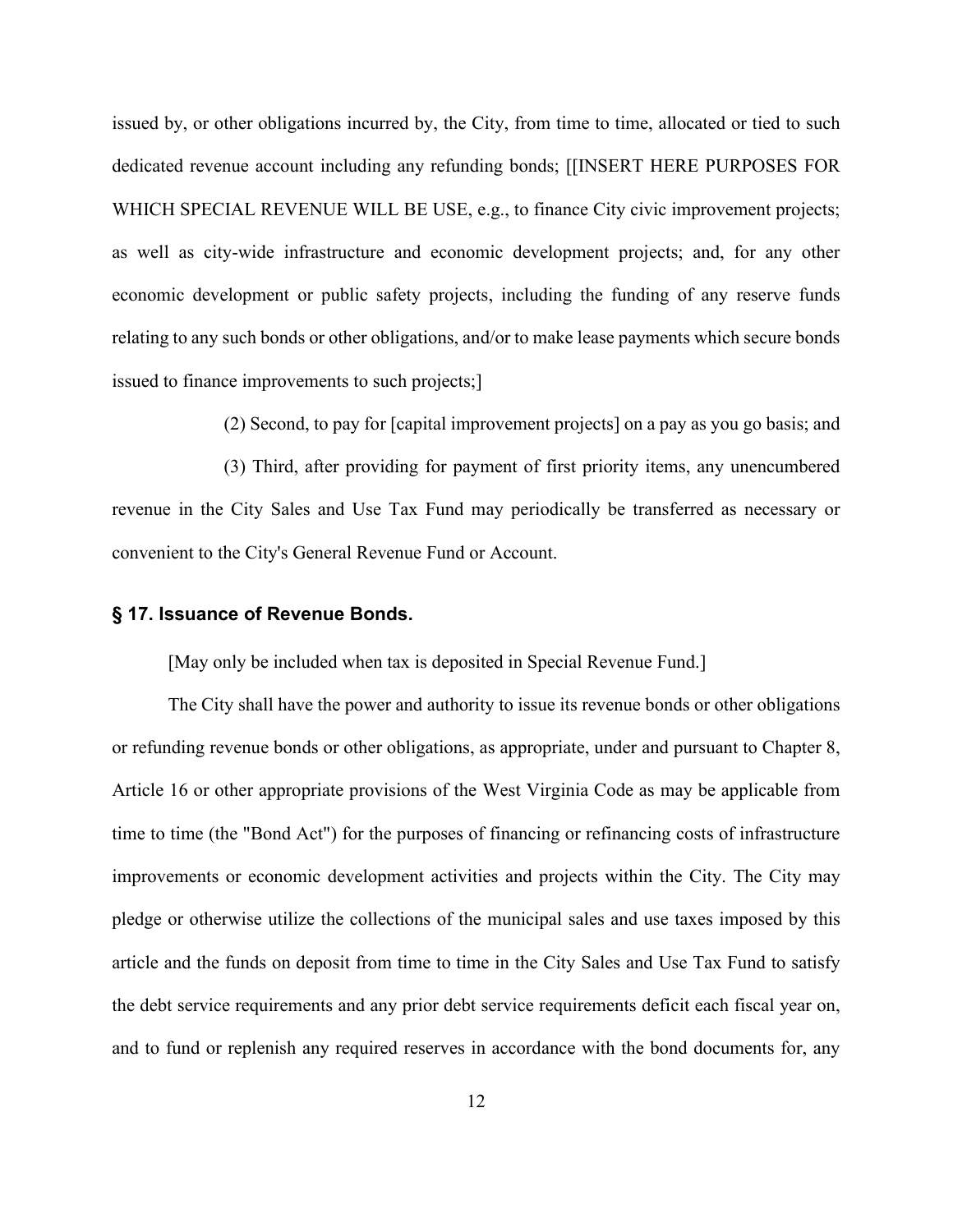issued by, or other obligations incurred by, the City, from time to time, allocated or tied to such dedicated revenue account including any refunding bonds; [[INSERT HERE PURPOSES FOR WHICH SPECIAL REVENUE WILL BE USE, e.g., to finance City civic improvement projects; as well as city-wide infrastructure and economic development projects; and, for any other economic development or public safety projects, including the funding of any reserve funds relating to any such bonds or other obligations, and/or to make lease payments which secure bonds issued to finance improvements to such projects;]

(2) Second, to pay for [capital improvement projects] on a pay as you go basis; and

(3) Third, after providing for payment of first priority items, any unencumbered revenue in the City Sales and Use Tax Fund may periodically be transferred as necessary or convenient to the City's General Revenue Fund or Account.

### § 17. Issuance of Revenue Bonds.

[May only be included when tax is deposited in Special Revenue Fund.]

The City shall have the power and authority to issue its revenue bonds or other obligations or refunding revenue bonds or other obligations, as appropriate, under and pursuant to Chapter 8, Article 16 or other appropriate provisions of the West Virginia Code as may be applicable from time to time (the "Bond Act") for the purposes of financing or refinancing costs of infrastructure improvements or economic development activities and projects within the City. The City may pledge or otherwise utilize the collections of the municipal sales and use taxes imposed by this article and the funds on deposit from time to time in the City Sales and Use Tax Fund to satisfy the debt service requirements and any prior debt service requirements deficit each fiscal year on, and to fund or replenish any required reserves in accordance with the bond documents for, any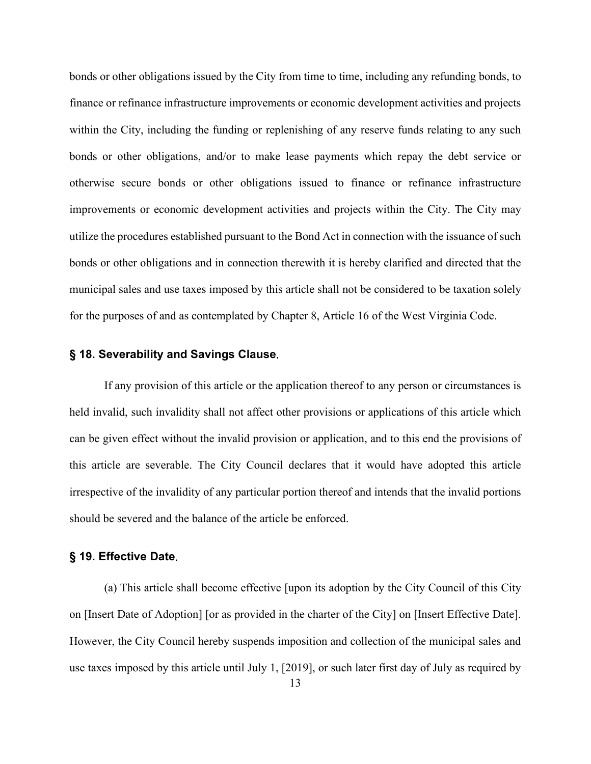bonds or other obligations issued by the City from time to time, including any refunding bonds, to finance or refinance infrastructure improvements or economic development activities and projects within the City, including the funding or replenishing of any reserve funds relating to any such bonds or other obligations, and/or to make lease payments which repay the debt service or otherwise secure bonds or other obligations issued to finance or refinance infrastructure improvements or economic development activities and projects within the City. The City may utilize the procedures established pursuant to the Bond Act in connection with the issuance of such bonds or other obligations and in connection therewith it is hereby clarified and directed that the municipal sales and use taxes imposed by this article shall not be considered to be taxation solely for the purposes of and as contemplated by Chapter 8, Article 16 of the West Virginia Code.

### § 18. Severability and Savings Clause.

If any provision of this article or the application thereof to any person or circumstances is held invalid, such invalidity shall not affect other provisions or applications of this article which can be given effect without the invalid provision or application, and to this end the provisions of this article are severable. The City Council declares that it would have adopted this article irrespective of the invalidity of any particular portion thereof and intends that the invalid portions should be severed and the balance of the article be enforced.

### § 19. Effective Date.

(a) This article shall become effective [upon its adoption by the City Council of this City on [Insert Date of Adoption] [or as provided in the charter of the City] on [Insert Effective Date]. However, the City Council hereby suspends imposition and collection of the municipal sales and use taxes imposed by this article until July 1, [2019], or such later first day of July as required by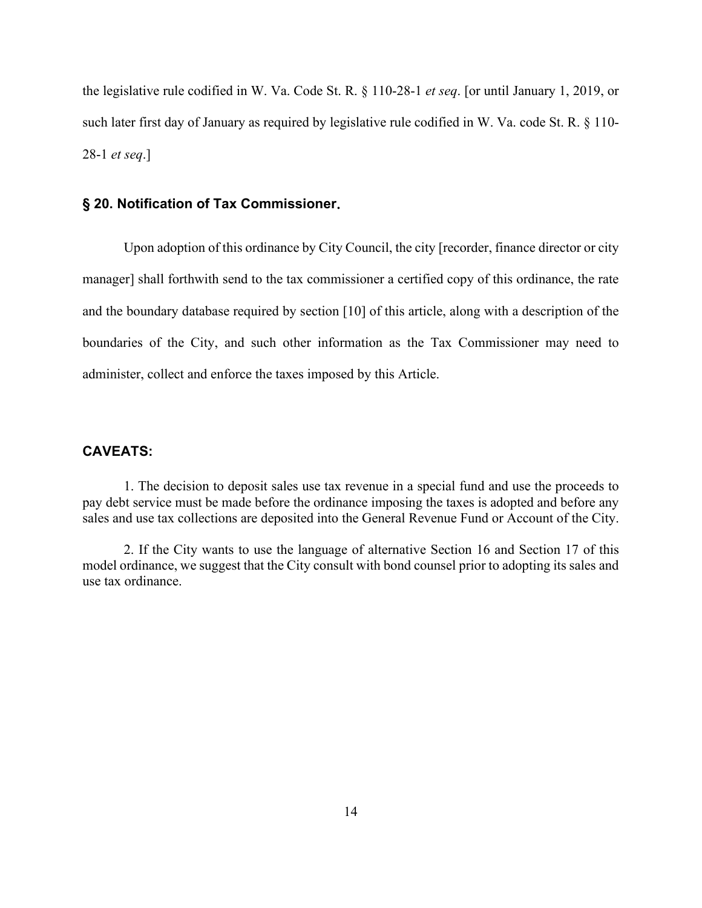the legislative rule codified in W. Va. Code St. R. § 110-28-1 *et seq*. [or until January 1, 2019, or such later first day of January as required by legislative rule codified in W. Va. code St. R. § 110-28-1 *et seq*.]

## § 20. Notification of Tax Commissioner.

Upon adoption of this ordinance by City Council, the city [recorder, finance director or city manager] shall forthwith send to the tax commissioner a certified copy of this ordinance, the rate and the boundary database required by section [10] of this article, along with a description of the boundaries of the City, and such other information as the Tax Commissioner may need to administer, collect and enforce the taxes imposed by this Article.

## CAVEATS:

1. The decision to deposit sales use tax revenue in a special fund and use the proceeds to pay debt service must be made before the ordinance imposing the taxes is adopted and before any sales and use tax collections are deposited into the General Revenue Fund or Account of the City.

2. If the City wants to use the language of alternative Section 16 and Section 17 of this model ordinance, we suggest that the City consult with bond counsel prior to adopting its sales and use tax ordinance.